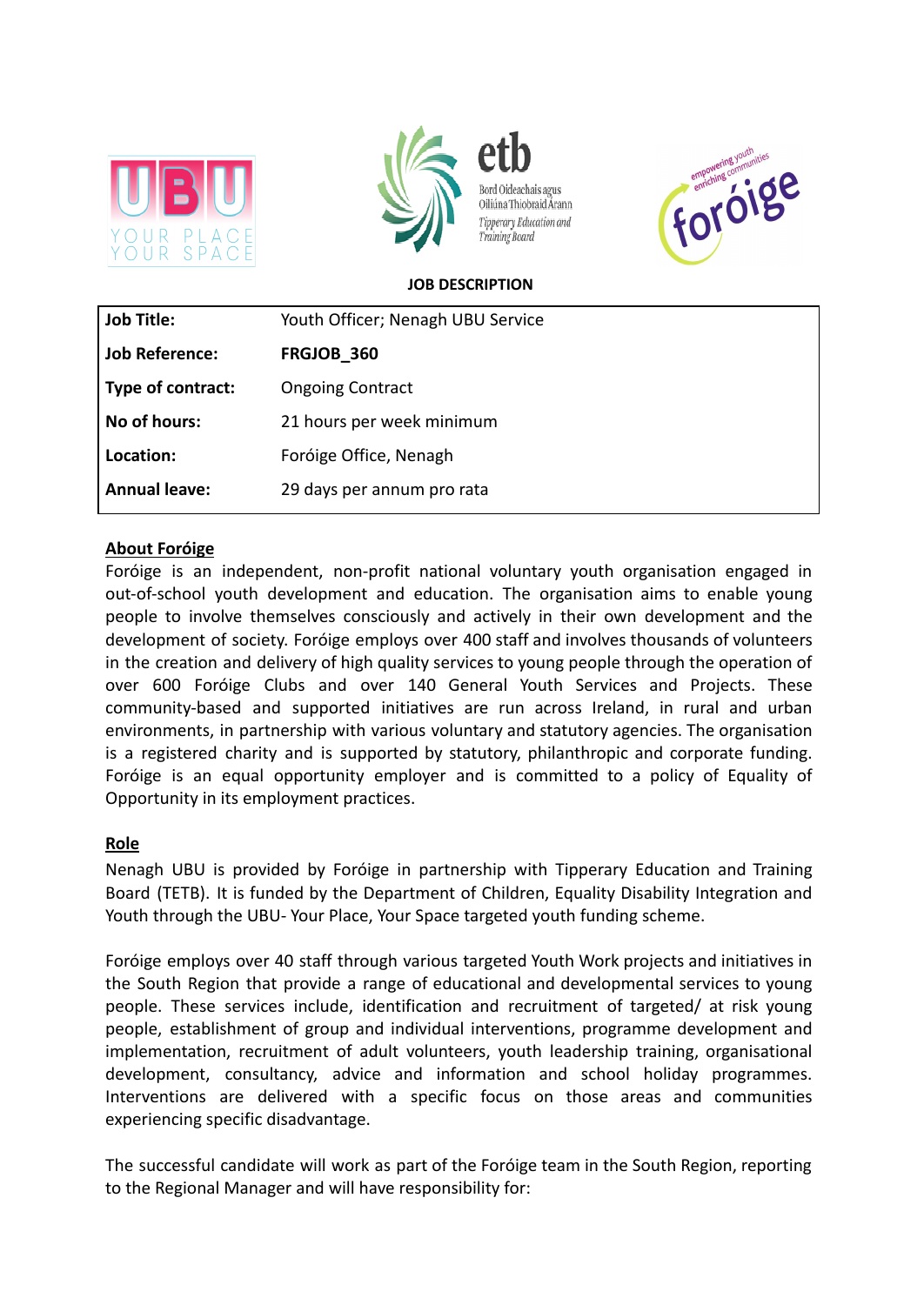**JOB DESCRIPTION**

| Job Title: | Youth Officer; Nenagh UBU Service |
|---|---|
| Job Reference: | **FRGJOB_360** |
| Type of contract: | Ongoing Contract |
| No of hours: | 21 hours per week minimum |
| Location: | Foróige Office, Nenagh |
| Annual leave: | 29 days per annum pro rata |

## About Foróige

Foróige is an independent, non-profit national voluntary youth organisation engaged in out-of-school youth development and education. The organisation aims to enable young people to involve themselves consciously and actively in their own development and the development of society. Foróige employs over 400 staff and involves thousands of volunteers in the creation and delivery of high quality services to young people through the operation of over 600 Foróige Clubs and over 140 General Youth Services and Projects. These community-based and supported initiatives are run across Ireland, in rural and urban environments, in partnership with various voluntary and statutory agencies. The organisation is a registered charity and is supported by statutory, philanthropic and corporate funding. Foróige is an equal opportunity employer and is committed to a policy of Equality of Opportunity in its employment practices.

## Role

Nenagh UBU is provided by Foróige in partnership with Tipperary Education and Training Board (TETB). It is funded by the Department of Children, Equality Disability Integration and Youth through the UBU- Your Place, Your Space targeted youth funding scheme.

Foróige employs over 40 staff through various targeted Youth Work projects and initiatives in the South Region that provide a range of educational and developmental services to young people. These services include, identification and recruitment of targeted/ at risk young people, establishment of group and individual interventions, programme development and implementation, recruitment of adult volunteers, youth leadership training, organisational development, consultancy, advice and information and school holiday programmes. Interventions are delivered with a specific focus on those areas and communities experiencing specific disadvantage.

The successful candidate will work as part of the Foróige team in the South Region, reporting to the Regional Manager and will have responsibility for: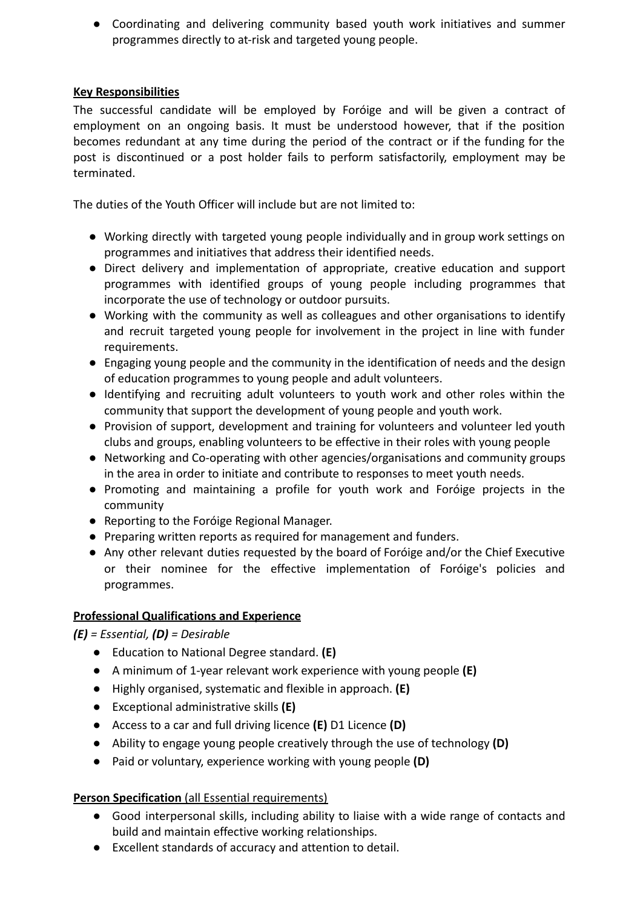- Coordinating and delivering community based youth work initiatives and summer programmes directly to at-risk and targeted young people.

**Key Responsibilities**

The successful candidate will be employed by Foróige and will be given a contract of employment on an ongoing basis. It must be understood however, that if the position becomes redundant at any time during the period of the contract or if the funding for the post is discontinued or a post holder fails to perform satisfactorily, employment may be terminated.

The duties of the Youth Officer will include but are not limited to:

- Working directly with targeted young people individually and in group work settings on programmes and initiatives that address their identified needs.
- Direct delivery and implementation of appropriate, creative education and support programmes with identified groups of young people including programmes that incorporate the use of technology or outdoor pursuits.
- Working with the community as well as colleagues and other organisations to identify and recruit targeted young people for involvement in the project in line with funder requirements.
- Engaging young people and the community in the identification of needs and the design of education programmes to young people and adult volunteers.
- Identifying and recruiting adult volunteers to youth work and other roles within the community that support the development of young people and youth work.
- Provision of support, development and training for volunteers and volunteer led youth clubs and groups, enabling volunteers to be effective in their roles with young people
- Networking and Co-operating with other agencies/organisations and community groups in the area in order to initiate and contribute to responses to meet youth needs.
- Promoting and maintaining a profile for youth work and Foróige projects in the community
- Reporting to the Foróige Regional Manager.
- Preparing written reports as required for management and funders.
- Any other relevant duties requested by the board of Foróige and/or the Chief Executive or their nominee for the effective implementation of Foróige's policies and programmes.

**Professional Qualifications and Experience**

***(E)** = Essential, **(D)** = Desirable*

- Education to National Degree standard. **(E)**
- A minimum of 1-year relevant work experience with young people **(E)**
- Highly organised, systematic and flexible in approach. **(E)**
- Exceptional administrative skills **(E)**
- Access to a car and full driving licence **(E)** D1 Licence **(D)**
- Ability to engage young people creatively through the use of technology **(D)**
- Paid or voluntary, experience working with young people **(D)**

**Person Specification** (all Essential requirements)

- Good interpersonal skills, including ability to liaise with a wide range of contacts and build and maintain effective working relationships.
- Excellent standards of accuracy and attention to detail.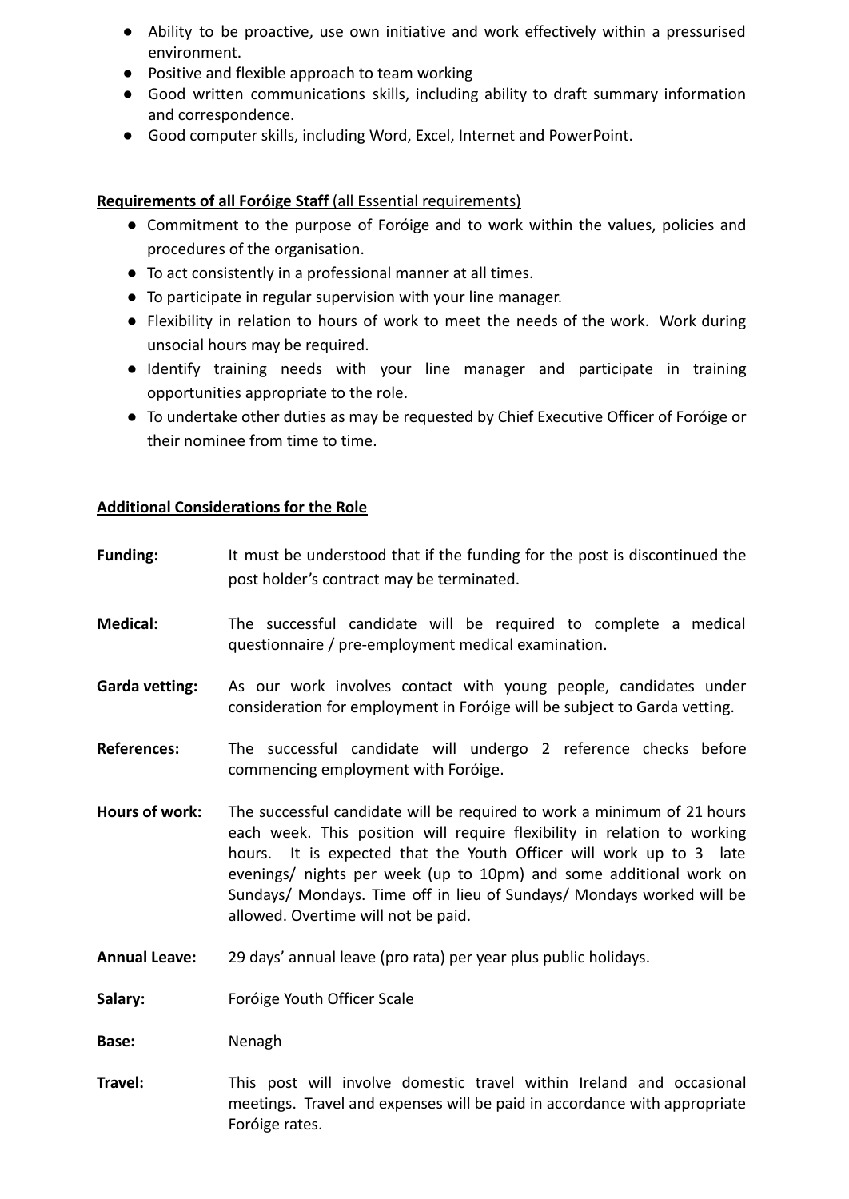- Ability to be proactive, use own initiative and work effectively within a pressurised environment.
- Positive and flexible approach to team working
- Good written communications skills, including ability to draft summary information and correspondence.
- Good computer skills, including Word, Excel, Internet and PowerPoint.

**Requirements of all Foróige Staff** (all Essential requirements)

- Commitment to the purpose of Foróige and to work within the values, policies and procedures of the organisation.
- To act consistently in a professional manner at all times.
- To participate in regular supervision with your line manager.
- Flexibility in relation to hours of work to meet the needs of the work. Work during unsocial hours may be required.
- Identify training needs with your line manager and participate in training opportunities appropriate to the role.
- To undertake other duties as may be requested by Chief Executive Officer of Foróige or their nominee from time to time.

**Additional Considerations for the Role**

**Funding:** It must be understood that if the funding for the post is discontinued the post holder's contract may be terminated.

**Medical:** The successful candidate will be required to complete a medical questionnaire / pre-employment medical examination.

**Garda vetting:** As our work involves contact with young people, candidates under consideration for employment in Foróige will be subject to Garda vetting.

**References:** The successful candidate will undergo 2 reference checks before commencing employment with Foróige.

**Hours of work:** The successful candidate will be required to work a minimum of 21 hours each week. This position will require flexibility in relation to working hours. It is expected that the Youth Officer will work up to 3 late evenings/ nights per week (up to 10pm) and some additional work on Sundays/ Mondays. Time off in lieu of Sundays/ Mondays worked will be allowed. Overtime will not be paid.

**Annual Leave:** 29 days' annual leave (pro rata) per year plus public holidays.

**Salary:** Foróige Youth Officer Scale

**Base:** Nenagh

**Travel:** This post will involve domestic travel within Ireland and occasional meetings. Travel and expenses will be paid in accordance with appropriate Foróige rates.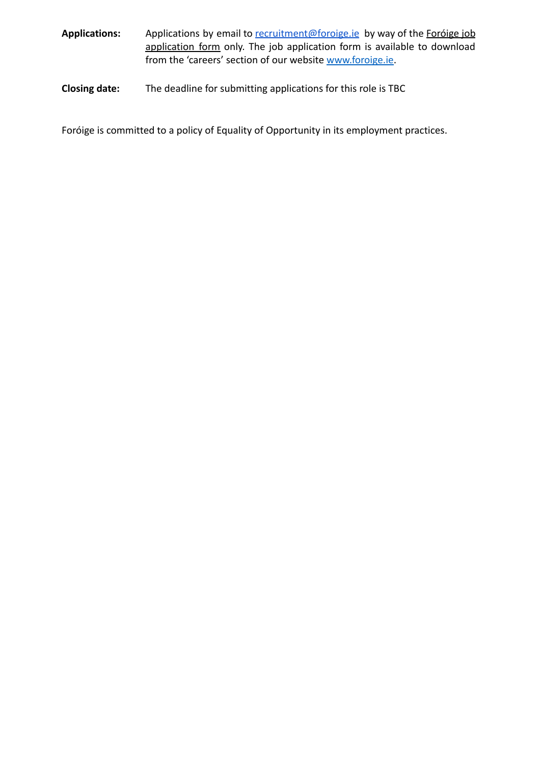**Applications:** Applications by email to recruitment@foroige.ie by way of the Foróige job application form only. The job application form is available to download from the 'careers' section of our website www.foroige.ie.

**Closing date:** The deadline for submitting applications for this role is TBC

Foróige is committed to a policy of Equality of Opportunity in its employment practices.